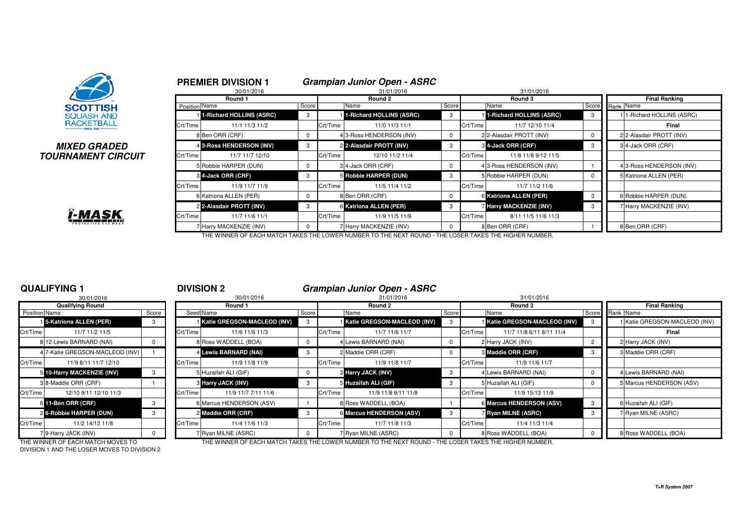# MIXED GRADED TOURNAMENT CIRCUIT

## PREMIER DIVISION 1 — *Grampian Junior Open - ASRC*

| Position | Round 1 (30/01/2016) Name | Score | | Round 2 (31/01/2016) Name | Score | | Round 3 (31/01/2016) Name | Score | Rank | Final Ranking Name |
|---|---|---|---|---|---|---|---|---|---|---|
| 1 | **1-Richard HOLLINS (ASRC)** | 3 | 1 | **1-Richard HOLLINS (ASRC)** | 3 | 1 | **1-Richard HOLLINS (ASRC)** | 3 | 1 | 1-Richard HOLLINS (ASRC) |
| Crt/Time | 11/1 11/3 11/2 | | Crt/Time | 11/0 11/3 11/1 | | Crt/Time | 11/7 12/10 11/4 | | | **Final** |
| 8 | Ben ORR (CRF) | 0 | 4 | 3-Ross HENDERSON (INV) | 0 | 2 | 2-Alasdair PROTT (INV) | 0 | 2 | 2-Alasdair PROTT (INV) |
| 4 | **3-Ross HENDERSON (INV)** | 3 | 2 | **2-Alasdair PROTT (INV)** | 3 | 3 | **4-Jack ORR (CRF)** | 3 | 3 | 4-Jack ORR (CRF) |
| Crt/Time | 11/7 11/7 12/10 | | Crt/Time | 12/10 11/2 11/4 | | Crt/Time | 11/8 11/8 9/12 11/5 | | | |
| 5 | Robbie HARPER (DUN) | 0 | 3 | 4-Jack ORR (CRF) | 0 | 4 | 3-Ross HENDERSON (INV) | 1 | 4 | 3-Ross HENDERSON (INV) |
| 3 | **4-Jack ORR (CRF)** | 3 | 5 | **Robbie HARPER (DUN)** | 3 | 5 | Robbie HARPER (DUN) | 0 | 5 | Katriona ALLEN (PER) |
| Crt/Time | 11/9 11/7 11/9 | | Crt/Time | 11/5 11/4 11/2 | | Crt/Time | 11/7 11/2 11/6 | | | |
| 6 | Katriona ALLEN (PER) | 0 | 8 | Ben ORR (CRF) | 0 | 6 | **Katriona ALLEN (PER)** | 3 | 6 | Robbie HARPER (DUN) |
| 2 | **2-Alasdair PROTT (INV)** | 3 | 6 | **Katriona ALLEN (PER)** | 3 | 7 | **Harry MACKENZIE (INV)** | 3 | 7 | Harry MACKENZIE (INV) |
| Crt/Time | 11/7 11/6 11/1 | | Crt/Time | 11/9 11/5 11/9 | | Crt/Time | 8/11 11/5 11/6 11/3 | | | |
| 7 | Harry MACKENZIE (INV) | 0 | 7 | Harry MACKENZIE (INV) | 0 | 8 | Ben ORR (CRF) | 1 | 8 | Ben ORR (CRF) |

THE WINNER OF EACH MATCH TAKES THE LOWER NUMBER TO THE NEXT ROUND - THE LOSER TAKES THE HIGHER NUMBER.

## QUALIFYING 1

30/01/2016

| Position | Qualifying Round Name | Score |
|---|---|---|
| 1 | **5-Katriona ALLEN (PER)** | 3 |
| Crt/Time | 11/7 11/2 11/5 | |
| 8 | 12-Lewis BARNARD (NAI) | 0 |
| 4 | 7-Katie GREGSON-MACLEOD (INV) | 1 |
| Crt/Time | 11/9 8/11 11/7 12/10 | |
| 5 | **10-Harry MACKENZIE (INV)** | 3 |
| 3 | 8-Maddie ORR (CRF) | 1 |
| Crt/Time | 12/10 9/11 12/10 11/3 | |
| 6 | **11-Ben ORR (CRF)** | 3 |
| 2 | **6-Robbie HARPER (DUN)** | 3 |
| Crt/Time | 11/2 14/12 11/8 | |
| 7 | 9-Harry JACK (INV) | 0 |

THE WINNER OF EACH MATCH MOVES TO DIVISION 1 AND THE LOSER MOVES TO DIVISION 2

## DIVISION 2 — *Grampian Junior Open - ASRC*

| Seed | Round 1 (30/01/2016) Name | Score | | Round 2 (31/01/2016) Name | Score | | Round 3 (31/01/2016) Name | Score | Rank | Final Ranking Name |
|---|---|---|---|---|---|---|---|---|---|---|
| 1 | **Katie GREGSON-MACLEOD (INV)** | 3 | 1 | **Katie GREGSON-MACLEOD (INV)** | 3 | 1 | **Katie GREGSON-MACLEOD (INV)** | 3 | 1 | Katie GREGSON-MACLEOD (INV) |
| Crt/Time | 11/6 11/6 11/3 | | Crt/Time | 11/7 11/6 11/7 | | Crt/Time | 11/7 11/8 6/11 8/11 11/4 | | | **Final** |
| 8 | Ross WADDELL (BOA) | 0 | 4 | Lewis BARNARD (NAI) | 0 | 2 | Harry JACK (INV) | 2 | 2 | Harry JACK (INV) |
| 4 | **Lewis BARNARD (NAI)** | 3 | 2 | Maddie ORR (CRF) | 0 | 3 | **Maddie ORR (CRF)** | 3 | 3 | Maddie ORR (CRF) |
| Crt/Time | 11/9 11/8 11/9 | | Crt/Time | 11/9 11/8 11/7 | | Crt/Time | 11/9 11/6 11/7 | | | |
| 5 | Huzaifah ALI (GIF) | 0 | 3 | **Harry JACK (INV)** | 3 | 4 | Lewis BARNARD (NAI) | 0 | 4 | Lewis BARNARD (NAI) |
| 3 | **Harry JACK (INV)** | 3 | 5 | **Huzaifah ALI (GIF)** | 3 | 5 | Huzaifah ALI (GIF) | 0 | 5 | Marcus HENDERSON (ASV) |
| Crt/Time | 11/9 11/7 7/11 11/6 | | Crt/Time | 11/9 11/8 9/11 11/8 | | Crt/Time | 11/9 15/13 11/9 | | | |
| 6 | Marcus HENDERSON (ASV) | 1 | 8 | Ross WADDELL (BOA) | 1 | 6 | **Marcus HENDERSON (ASV)** | 3 | 6 | Huzaifah ALI (GIF) |
| 2 | **Maddie ORR (CRF)** | 3 | 6 | **Marcus HENDERSON (ASV)** | 3 | 7 | **Ryan MILNE (ASRC)** | 3 | 7 | Ryan MILNE (ASRC) |
| Crt/Time | 11/4 11/6 11/3 | | Crt/Time | 11/7 11/8 11/3 | | Crt/Time | 11/4 11/3 11/4 | | | |
| 7 | Ryan MILNE (ASRC) | 0 | 7 | Ryan MILNE (ASRC) | 0 | 8 | Ross WADDELL (BOA) | 0 | 8 | Ross WADDELL (BOA) |

THE WINNER OF EACH MATCH TAKES THE LOWER NUMBER TO THE NEXT ROUND - THE LOSER TAKES THE HIGHER NUMBER.

*T+R System 2007*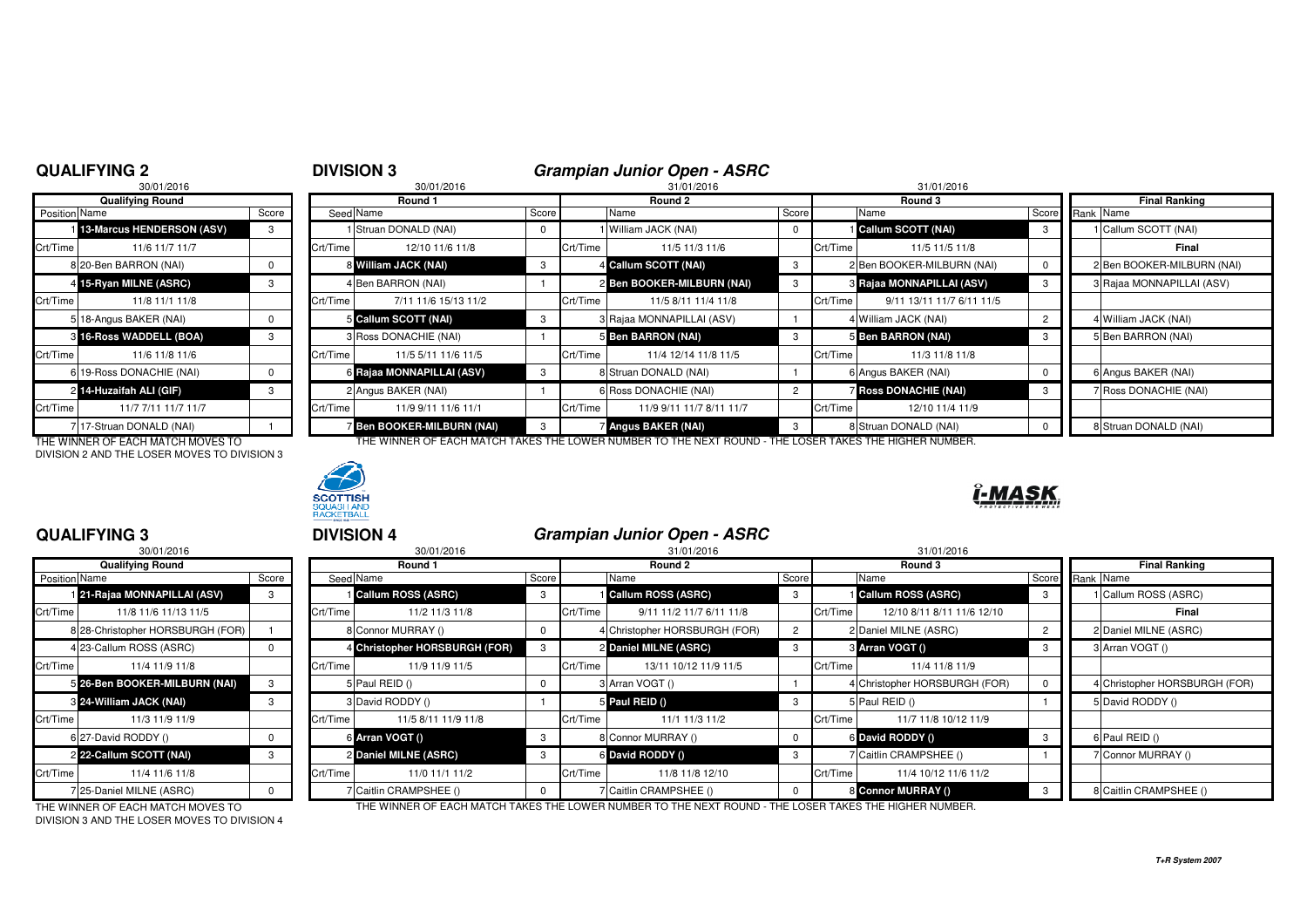## QUALIFYING 2

30/01/2016

| Qualifying Round | | |
|---|---|---|
| Position | Name | Score |
| 1 | 13-Marcus HENDERSON (ASV) | 3 |
| Crt/Time | 11/6 11/7 11/7 | |
| 8 | 20-Ben BARRON (NAI) | 0 |
| 4 | 15-Ryan MILNE (ASRC) | 3 |
| Crt/Time | 11/8 11/1 11/8 | |
| 5 | 18-Angus BAKER (NAI) | 0 |
| 3 | 16-Ross WADDELL (BOA) | 3 |
| Crt/Time | 11/6 11/8 11/6 | |
| 6 | 19-Ross DONACHIE (NAI) | 0 |
| 2 | 14-Huzaifah ALI (GIF) | 3 |
| Crt/Time | 11/7 7/11 11/7 11/7 | |
| 7 | 17-Struan DONALD (NAI) | 1 |

THE WINNER OF EACH MATCH MOVES TO DIVISION 2 AND THE LOSER MOVES TO DIVISION 3

## DIVISION 3

### *Grampian Junior Open - ASRC*

| Round 1 (30/01/2016) | | | Round 2 (31/01/2016) | | | Round 3 (31/01/2016) | | | Final Ranking | |
|---|---|---|---|---|---|---|---|---|---|---|
| Seed | Name | Score | | Name | Score | | Name | Score | Rank | Name |
| 1 | Struan DONALD (NAI) | 0 | 1 | William JACK (NAI) | 0 | 1 | Callum SCOTT (NAI) | 3 | 1 | Callum SCOTT (NAI) |
| Crt/Time | 12/10 11/6 11/8 | | Crt/Time | 11/5 11/3 11/6 | | Crt/Time | 11/5 11/5 11/8 | | | Final |
| 8 | William JACK (NAI) | 3 | 4 | Callum SCOTT (NAI) | 3 | 2 | Ben BOOKER-MILBURN (NAI) | 0 | 2 | Ben BOOKER-MILBURN (NAI) |
| 4 | Ben BARRON (NAI) | 1 | 2 | Ben BOOKER-MILBURN (NAI) | 3 | 3 | Rajaa MONNAPILLAI (ASV) | 3 | 3 | Rajaa MONNAPILLAI (ASV) |
| Crt/Time | 7/11 11/6 15/13 11/2 | | Crt/Time | 11/5 8/11 11/4 11/8 | | Crt/Time | 9/11 13/11 11/7 6/11 11/5 | | | |
| 5 | Callum SCOTT (NAI) | 3 | 3 | Rajaa MONNAPILLAI (ASV) | 1 | 4 | William JACK (NAI) | 2 | 4 | William JACK (NAI) |
| 3 | Ross DONACHIE (NAI) | 1 | 5 | Ben BARRON (NAI) | 3 | 5 | Ben BARRON (NAI) | 3 | 5 | Ben BARRON (NAI) |
| Crt/Time | 11/5 5/11 11/6 11/5 | | Crt/Time | 11/4 12/14 11/8 11/5 | | Crt/Time | 11/3 11/8 11/8 | | | |
| 6 | Rajaa MONNAPILLAI (ASV) | 3 | 8 | Struan DONALD (NAI) | 1 | 6 | Angus BAKER (NAI) | 0 | 6 | Angus BAKER (NAI) |
| 2 | Angus BAKER (NAI) | 1 | 6 | Ross DONACHIE (NAI) | 2 | 7 | Ross DONACHIE (NAI) | 3 | 7 | Ross DONACHIE (NAI) |
| Crt/Time | 11/9 9/11 11/6 11/1 | | Crt/Time | 11/9 9/11 11/7 8/11 11/7 | | Crt/Time | 12/10 11/4 11/9 | | | |
| 7 | Ben BOOKER-MILBURN (NAI) | 3 | 7 | Angus BAKER (NAI) | 3 | 8 | Struan DONALD (NAI) | 0 | 8 | Struan DONALD (NAI) |

THE WINNER OF EACH MATCH TAKES THE LOWER NUMBER TO THE NEXT ROUND - THE LOSER TAKES THE HIGHER NUMBER.

## QUALIFYING 3

30/01/2016

| Qualifying Round | | |
|---|---|---|
| Position | Name | Score |
| 1 | 21-Rajaa MONNAPILLAI (ASV) | 3 |
| Crt/Time | 11/8 11/6 11/13 11/5 | |
| 8 | 28-Christopher HORSBURGH (FOR) | 1 |
| 4 | 23-Callum ROSS (ASRC) | 0 |
| Crt/Time | 11/4 11/9 11/8 | |
| 5 | 26-Ben BOOKER-MILBURN (NAI) | 3 |
| 3 | 24-William JACK (NAI) | 3 |
| Crt/Time | 11/3 11/9 11/9 | |
| 6 | 27-David RODDY () | 0 |
| 2 | 22-Callum SCOTT (NAI) | 3 |
| Crt/Time | 11/4 11/6 11/8 | |
| 7 | 25-Daniel MILNE (ASRC) | 0 |

THE WINNER OF EACH MATCH MOVES TO DIVISION 3 AND THE LOSER MOVES TO DIVISION 4

## DIVISION 4

### *Grampian Junior Open - ASRC*

| Round 1 (30/01/2016) | | | Round 2 (31/01/2016) | | | Round 3 (31/01/2016) | | | Final Ranking | |
|---|---|---|---|---|---|---|---|---|---|---|
| Seed | Name | Score | | Name | Score | | Name | Score | Rank | Name |
| 1 | Callum ROSS (ASRC) | 3 | 1 | Callum ROSS (ASRC) | 3 | 1 | Callum ROSS (ASRC) | 3 | 1 | Callum ROSS (ASRC) |
| Crt/Time | 11/2 11/3 11/8 | | Crt/Time | 9/11 11/2 11/7 6/11 11/8 | | Crt/Time | 12/10 8/11 8/11 11/6 12/10 | | | Final |
| 8 | Connor MURRAY () | 0 | 4 | Christopher HORSBURGH (FOR) | 2 | 2 | Daniel MILNE (ASRC) | 2 | 2 | Daniel MILNE (ASRC) |
| 4 | Christopher HORSBURGH (FOR) | 3 | 2 | Daniel MILNE (ASRC) | 3 | 3 | Arran VOGT () | 3 | 3 | Arran VOGT () |
| Crt/Time | 11/9 11/9 11/5 | | Crt/Time | 13/11 10/12 11/9 11/5 | | Crt/Time | 11/4 11/8 11/9 | | | |
| 5 | Paul REID () | 0 | 3 | Arran VOGT () | 1 | 4 | Christopher HORSBURGH (FOR) | 0 | 4 | Christopher HORSBURGH (FOR) |
| 3 | David RODDY () | 1 | 5 | Paul REID () | 3 | 5 | Paul REID () | 1 | 5 | David RODDY () |
| Crt/Time | 11/5 8/11 11/9 11/8 | | Crt/Time | 11/1 11/3 11/2 | | Crt/Time | 11/7 11/8 10/12 11/9 | | | |
| 6 | Arran VOGT () | 3 | 8 | Connor MURRAY () | 0 | 6 | David RODDY () | 3 | 6 | Paul REID () |
| 2 | Daniel MILNE (ASRC) | 3 | 6 | David RODDY () | 3 | 7 | Caitlin CRAMPSHEE () | 1 | 7 | Connor MURRAY () |
| Crt/Time | 11/0 11/1 11/2 | | Crt/Time | 11/8 11/8 12/10 | | Crt/Time | 11/4 10/12 11/6 11/2 | | | |
| 7 | Caitlin CRAMPSHEE () | 0 | 7 | Caitlin CRAMPSHEE () | 0 | 8 | Connor MURRAY () | 3 | 8 | Caitlin CRAMPSHEE () |

THE WINNER OF EACH MATCH TAKES THE LOWER NUMBER TO THE NEXT ROUND - THE LOSER TAKES THE HIGHER NUMBER.

T+R System 2007